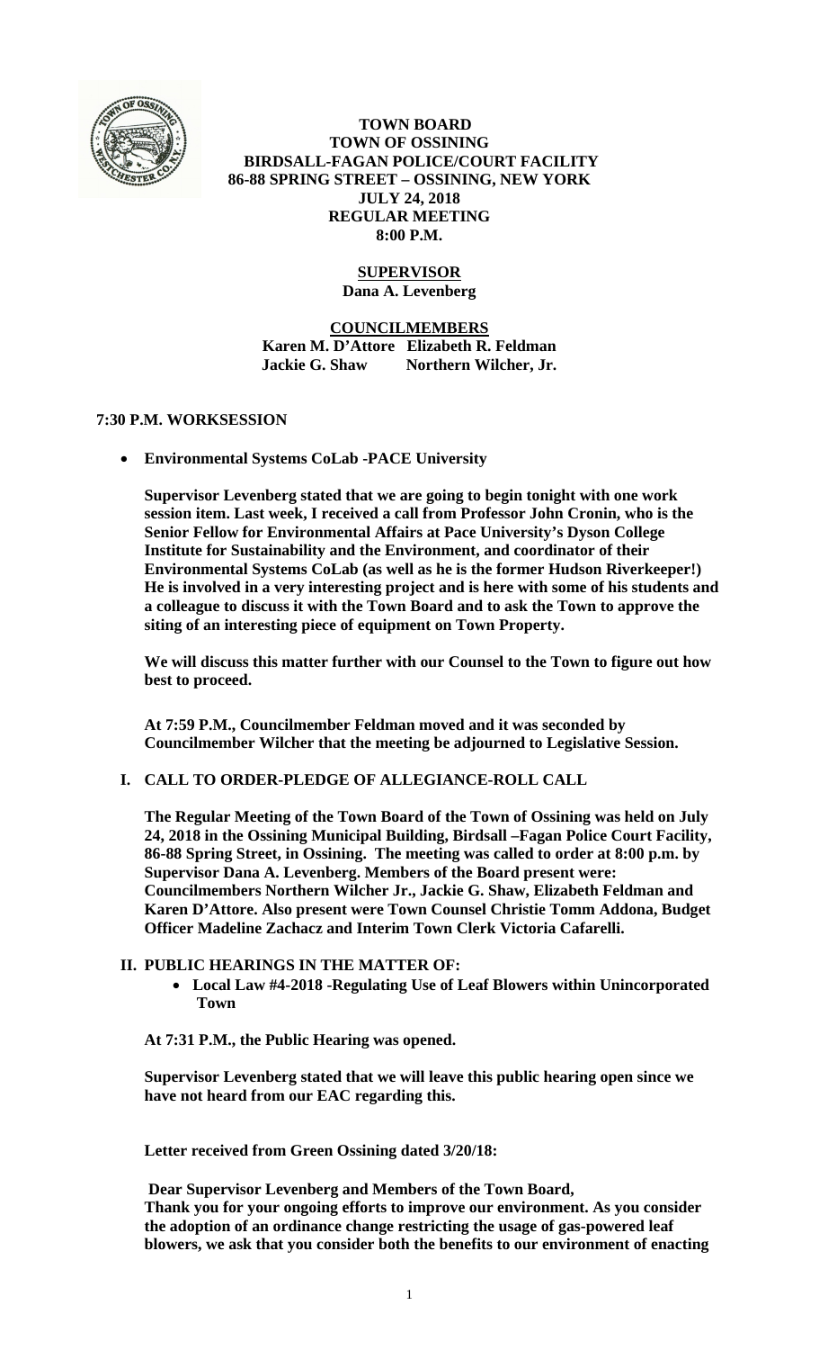# TOWN BOARD
## TOWN OF OSSINING
## BIRDSALL-FAGAN POLICE/COURT FACILITY
## 86-88 SPRING STREET – OSSINING, NEW YORK
## JULY 24, 2018
## REGULAR MEETING
## 8:00 P.M.

**SUPERVISOR**
**Dana A. Levenberg**

**COUNCILMEMBERS**
**Karen M. D'Attore Elizabeth R. Feldman**
**Jackie G. Shaw Northern Wilcher, Jr.**

**7:30 P.M. WORKSESSION**

- **Environmental Systems CoLab -PACE University**

**Supervisor Levenberg stated that we are going to begin tonight with one work session item. Last week, I received a call from Professor John Cronin, who is the Senior Fellow for Environmental Affairs at Pace University's Dyson College Institute for Sustainability and the Environment, and coordinator of their Environmental Systems CoLab (as well as he is the former Hudson Riverkeeper!) He is involved in a very interesting project and is here with some of his students and a colleague to discuss it with the Town Board and to ask the Town to approve the siting of an interesting piece of equipment on Town Property.**

**We will discuss this matter further with our Counsel to the Town to figure out how best to proceed.**

**At 7:59 P.M., Councilmember Feldman moved and it was seconded by Councilmember Wilcher that the meeting be adjourned to Legislative Session.**

**I. CALL TO ORDER-PLEDGE OF ALLEGIANCE-ROLL CALL**

**The Regular Meeting of the Town Board of the Town of Ossining was held on July 24, 2018 in the Ossining Municipal Building, Birdsall –Fagan Police Court Facility, 86-88 Spring Street, in Ossining. The meeting was called to order at 8:00 p.m. by Supervisor Dana A. Levenberg. Members of the Board present were: Councilmembers Northern Wilcher Jr., Jackie G. Shaw, Elizabeth Feldman and Karen D'Attore. Also present were Town Counsel Christie Tomm Addona, Budget Officer Madeline Zachacz and Interim Town Clerk Victoria Cafarelli.**

**II. PUBLIC HEARINGS IN THE MATTER OF:**

- **Local Law #4-2018 -Regulating Use of Leaf Blowers within Unincorporated Town**

**At 7:31 P.M., the Public Hearing was opened.**

**Supervisor Levenberg stated that we will leave this public hearing open since we have not heard from our EAC regarding this.**

**Letter received from Green Ossining dated 3/20/18:**

**Dear Supervisor Levenberg and Members of the Town Board,**
**Thank you for your ongoing efforts to improve our environment. As you consider the adoption of an ordinance change restricting the usage of gas-powered leaf blowers, we ask that you consider both the benefits to our environment of enacting**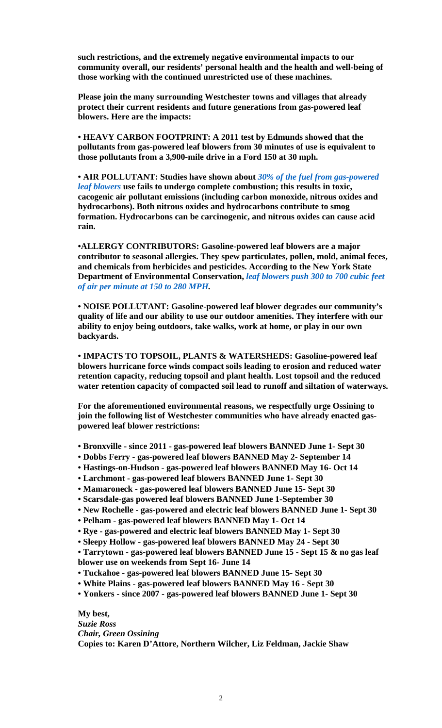**such restrictions, and the extremely negative environmental impacts to our community overall, our residents' personal health and the health and well-being of those working with the continued unrestricted use of these machines.**

**Please join the many surrounding Westchester towns and villages that already protect their current residents and future generations from gas-powered leaf blowers. Here are the impacts:**

**• HEAVY CARBON FOOTPRINT: A 2011 test by Edmunds showed that the pollutants from gas-powered leaf blowers from 30 minutes of use is equivalent to those pollutants from a 3,900-mile drive in a Ford 150 at 30 mph.**

**• AIR POLLUTANT: Studies have shown about *30% of the fuel from gas-powered leaf blowers* use fails to undergo complete combustion; this results in toxic, cacogenic air pollutant emissions (including carbon monoxide, nitrous oxides and hydrocarbons). Both nitrous oxides and hydrocarbons contribute to smog formation. Hydrocarbons can be carcinogenic, and nitrous oxides can cause acid rain.**

**•ALLERGY CONTRIBUTORS: Gasoline-powered leaf blowers are a major contributor to seasonal allergies. They spew particulates, pollen, mold, animal feces, and chemicals from herbicides and pesticides. According to the New York State Department of Environmental Conservation, *leaf blowers push 300 to 700 cubic feet of air per minute at 150 to 280 MPH*.**

**• NOISE POLLUTANT: Gasoline-powered leaf blower degrades our community's quality of life and our ability to use our outdoor amenities. They interfere with our ability to enjoy being outdoors, take walks, work at home, or play in our own backyards.**

**• IMPACTS TO TOPSOIL, PLANTS & WATERSHEDS: Gasoline-powered leaf blowers hurricane force winds compact soils leading to erosion and reduced water retention capacity, reducing topsoil and plant health. Lost topsoil and the reduced water retention capacity of compacted soil lead to runoff and siltation of waterways.**

**For the aforementioned environmental reasons, we respectfully urge Ossining to join the following list of Westchester communities who have already enacted gas-powered leaf blower restrictions:**

- **Bronxville - since 2011 - gas-powered leaf blowers BANNED June 1- Sept 30**
- **Dobbs Ferry - gas-powered leaf blowers BANNED May 2- September 14**
- **Hastings-on-Hudson - gas-powered leaf blowers BANNED May 16- Oct 14**
- **Larchmont - gas-powered leaf blowers BANNED June 1- Sept 30**
- **Mamaroneck - gas-powered leaf blowers BANNED June 15- Sept 30**
- **Scarsdale-gas powered leaf blowers BANNED June 1-September 30**
- **New Rochelle - gas-powered and electric leaf blowers BANNED June 1- Sept 30**
- **Pelham - gas-powered leaf blowers BANNED May 1- Oct 14**
- **Rye - gas-powered and electric leaf blowers BANNED May 1- Sept 30**
- **Sleepy Hollow - gas-powered leaf blowers BANNED May 24 - Sept 30**
- **Tarrytown - gas-powered leaf blowers BANNED June 15 - Sept 15 & no gas leaf blower use on weekends from Sept 16- June 14**
- **Tuckahoe - gas-powered leaf blowers BANNED June 15- Sept 30**
- **White Plains - gas-powered leaf blowers BANNED May 16 - Sept 30**
- **Yonkers - since 2007 - gas-powered leaf blowers BANNED June 1- Sept 30**

**My best,**
***Suzie Ross***
***Chair, Green Ossining***
**Copies to: Karen D'Attore, Northern Wilcher, Liz Feldman, Jackie Shaw**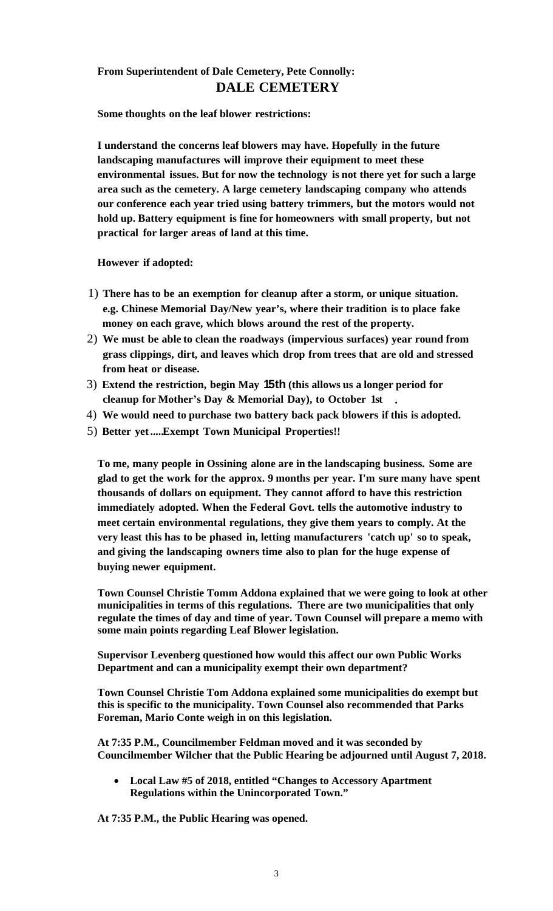**From Superintendent of Dale Cemetery, Pete Connolly:**

## DALE CEMETERY

**Some thoughts on the leaf blower restrictions:**

**I understand the concerns leaf blowers may have. Hopefully in the future landscaping manufactures will improve their equipment to meet these environmental issues. But for now the technology is not there yet for such a large area such as the cemetery. A large cemetery landscaping company who attends our conference each year tried using battery trimmers, but the motors would not hold up. Battery equipment is fine for homeowners with small property, but not practical for larger areas of land at this time.**

**However if adopted:**

1) **There has to be an exemption for cleanup after a storm, or unique situation. e.g. Chinese Memorial Day/New year's, where their tradition is to place fake money on each grave, which blows around the rest of the property.**
2) **We must be able to clean the roadways (impervious surfaces) year round from grass clippings, dirt, and leaves which drop from trees that are old and stressed from heat or disease.**
3) **Extend the restriction, begin May 15th (this allows us a longer period for cleanup for Mother's Day & Memorial Day), to October 1st .**
4) **We would need to purchase two battery back pack blowers if this is adopted.**
5) **Better yet.....Exempt Town Municipal Properties!!**

**To me, many people in Ossining alone are in the landscaping business. Some are glad to get the work for the approx. 9 months per year. I'm sure many have spent thousands of dollars on equipment. They cannot afford to have this restriction immediately adopted. When the Federal Govt. tells the automotive industry to meet certain environmental regulations, they give them years to comply. At the very least this has to be phased in, letting manufacturers 'catch up' so to speak, and giving the landscaping owners time also to plan for the huge expense of buying newer equipment.**

**Town Counsel Christie Tomm Addona explained that we were going to look at other municipalities in terms of this regulations. There are two municipalities that only regulate the times of day and time of year. Town Counsel will prepare a memo with some main points regarding Leaf Blower legislation.**

**Supervisor Levenberg questioned how would this affect our own Public Works Department and can a municipality exempt their own department?**

**Town Counsel Christie Tom Addona explained some municipalities do exempt but this is specific to the municipality. Town Counsel also recommended that Parks Foreman, Mario Conte weigh in on this legislation.**

**At 7:35 P.M., Councilmember Feldman moved and it was seconded by Councilmember Wilcher that the Public Hearing be adjourned until August 7, 2018.**

- **Local Law #5 of 2018, entitled "Changes to Accessory Apartment Regulations within the Unincorporated Town."**

**At 7:35 P.M., the Public Hearing was opened.**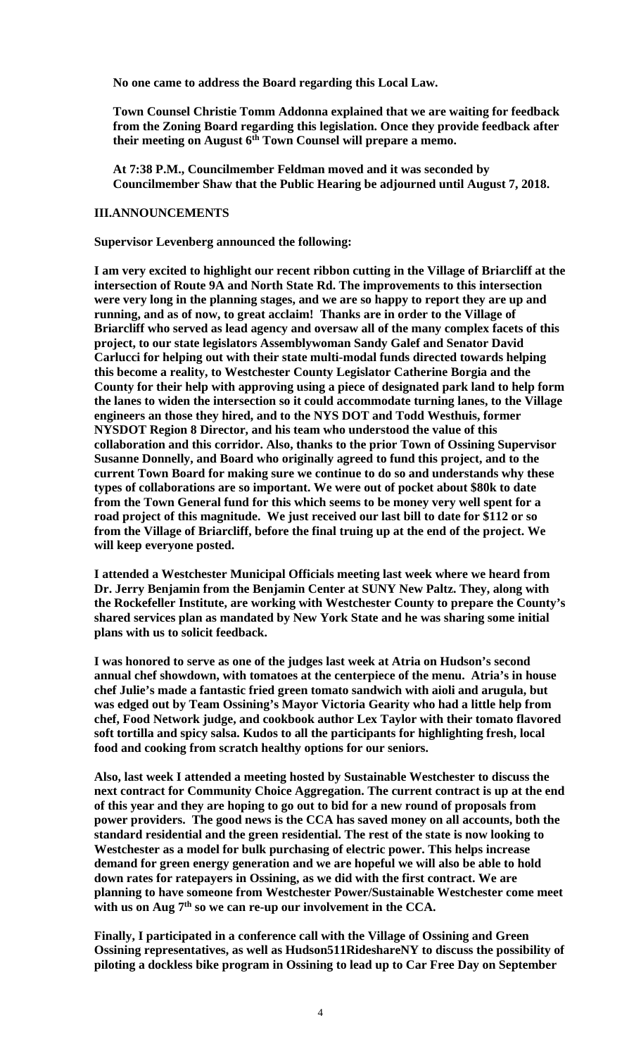**No one came to address the Board regarding this Local Law.**

**Town Counsel Christie Tomm Addonna explained that we are waiting for feedback from the Zoning Board regarding this legislation. Once they provide feedback after their meeting on August 6th Town Counsel will prepare a memo.**

**At 7:38 P.M., Councilmember Feldman moved and it was seconded by Councilmember Shaw that the Public Hearing be adjourned until August 7, 2018.**

## III.ANNOUNCEMENTS

**Supervisor Levenberg announced the following:**

**I am very excited to highlight our recent ribbon cutting in the Village of Briarcliff at the intersection of Route 9A and North State Rd. The improvements to this intersection were very long in the planning stages, and we are so happy to report they are up and running, and as of now, to great acclaim! Thanks are in order to the Village of Briarcliff who served as lead agency and oversaw all of the many complex facets of this project, to our state legislators Assemblywoman Sandy Galef and Senator David Carlucci for helping out with their state multi-modal funds directed towards helping this become a reality, to Westchester County Legislator Catherine Borgia and the County for their help with approving using a piece of designated park land to help form the lanes to widen the intersection so it could accommodate turning lanes, to the Village engineers an those they hired, and to the NYS DOT and Todd Westhuis, former NYSDOT Region 8 Director, and his team who understood the value of this collaboration and this corridor. Also, thanks to the prior Town of Ossining Supervisor Susanne Donnelly, and Board who originally agreed to fund this project, and to the current Town Board for making sure we continue to do so and understands why these types of collaborations are so important. We were out of pocket about $80k to date from the Town General fund for this which seems to be money very well spent for a road project of this magnitude. We just received our last bill to date for $112 or so from the Village of Briarcliff, before the final truing up at the end of the project. We will keep everyone posted.**

**I attended a Westchester Municipal Officials meeting last week where we heard from Dr. Jerry Benjamin from the Benjamin Center at SUNY New Paltz. They, along with the Rockefeller Institute, are working with Westchester County to prepare the County's shared services plan as mandated by New York State and he was sharing some initial plans with us to solicit feedback.**

**I was honored to serve as one of the judges last week at Atria on Hudson's second annual chef showdown, with tomatoes at the centerpiece of the menu. Atria's in house chef Julie's made a fantastic fried green tomato sandwich with aioli and arugula, but was edged out by Team Ossining's Mayor Victoria Gearity who had a little help from chef, Food Network judge, and cookbook author Lex Taylor with their tomato flavored soft tortilla and spicy salsa. Kudos to all the participants for highlighting fresh, local food and cooking from scratch healthy options for our seniors.**

**Also, last week I attended a meeting hosted by Sustainable Westchester to discuss the next contract for Community Choice Aggregation. The current contract is up at the end of this year and they are hoping to go out to bid for a new round of proposals from power providers. The good news is the CCA has saved money on all accounts, both the standard residential and the green residential. The rest of the state is now looking to Westchester as a model for bulk purchasing of electric power. This helps increase demand for green energy generation and we are hopeful we will also be able to hold down rates for ratepayers in Ossining, as we did with the first contract. We are planning to have someone from Westchester Power/Sustainable Westchester come meet with us on Aug 7th so we can re-up our involvement in the CCA.**

**Finally, I participated in a conference call with the Village of Ossining and Green Ossining representatives, as well as Hudson511RideshareNY to discuss the possibility of piloting a dockless bike program in Ossining to lead up to Car Free Day on September**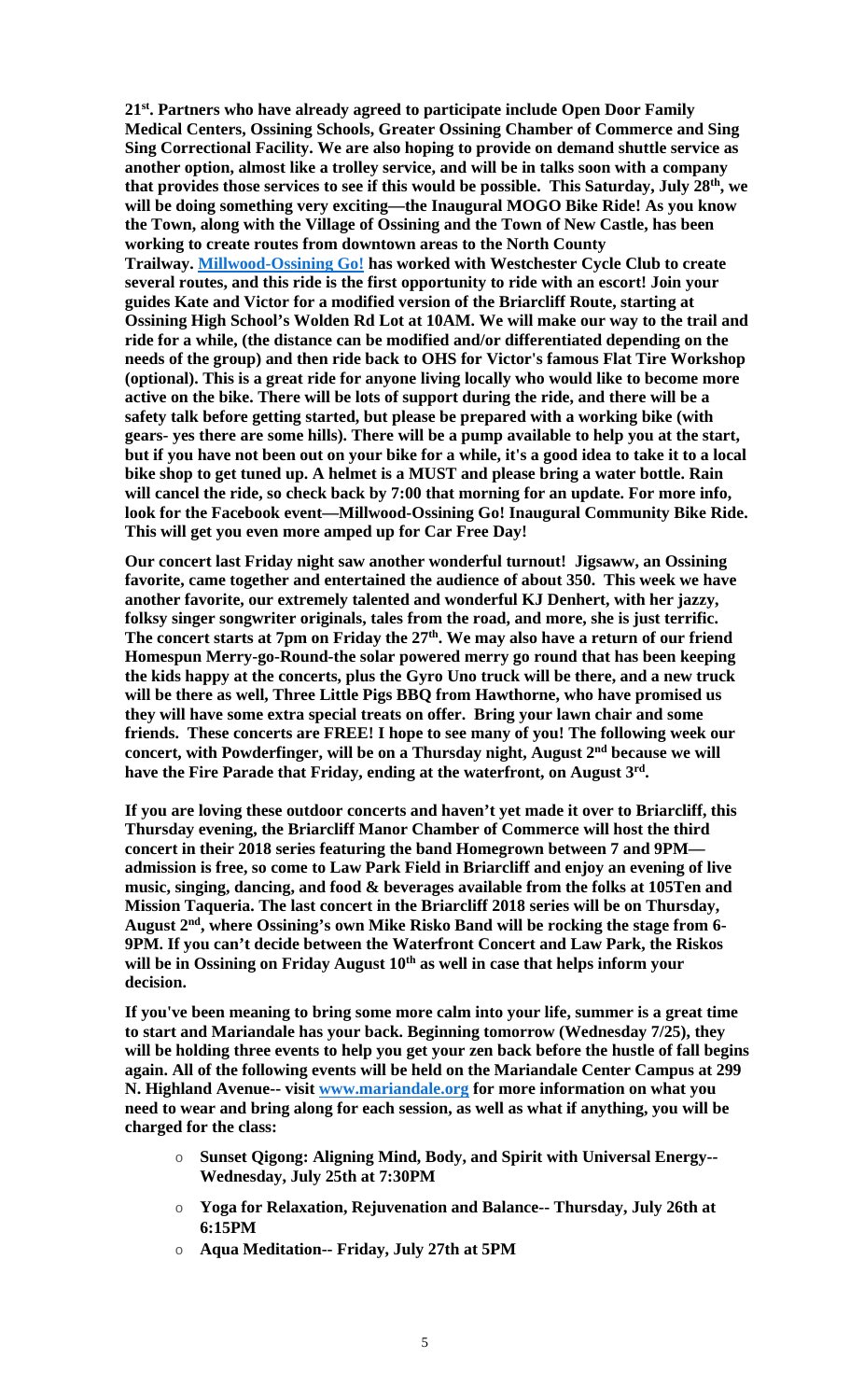**21st. Partners who have already agreed to participate include Open Door Family Medical Centers, Ossining Schools, Greater Ossining Chamber of Commerce and Sing Sing Correctional Facility. We are also hoping to provide on demand shuttle service as another option, almost like a trolley service, and will be in talks soon with a company that provides those services to see if this would be possible. This Saturday, July 28th, we will be doing something very exciting—the Inaugural MOGO Bike Ride! As you know the Town, along with the Village of Ossining and the Town of New Castle, has been working to create routes from downtown areas to the North County Trailway. Millwood-Ossining Go! has worked with Westchester Cycle Club to create several routes, and this ride is the first opportunity to ride with an escort! Join your guides Kate and Victor for a modified version of the Briarcliff Route, starting at Ossining High School's Wolden Rd Lot at 10AM. We will make our way to the trail and ride for a while, (the distance can be modified and/or differentiated depending on the needs of the group) and then ride back to OHS for Victor's famous Flat Tire Workshop (optional). This is a great ride for anyone living locally who would like to become more active on the bike. There will be lots of support during the ride, and there will be a safety talk before getting started, but please be prepared with a working bike (with gears- yes there are some hills). There will be a pump available to help you at the start, but if you have not been out on your bike for a while, it's a good idea to take it to a local bike shop to get tuned up. A helmet is a MUST and please bring a water bottle. Rain will cancel the ride, so check back by 7:00 that morning for an update. For more info, look for the Facebook event—Millwood-Ossining Go! Inaugural Community Bike Ride. This will get you even more amped up for Car Free Day!**

**Our concert last Friday night saw another wonderful turnout! Jigsaww, an Ossining favorite, came together and entertained the audience of about 350. This week we have another favorite, our extremely talented and wonderful KJ Denhert, with her jazzy, folksy singer songwriter originals, tales from the road, and more, she is just terrific. The concert starts at 7pm on Friday the 27th. We may also have a return of our friend Homespun Merry-go-Round-the solar powered merry go round that has been keeping the kids happy at the concerts, plus the Gyro Uno truck will be there, and a new truck will be there as well, Three Little Pigs BBQ from Hawthorne, who have promised us they will have some extra special treats on offer. Bring your lawn chair and some friends. These concerts are FREE! I hope to see many of you! The following week our concert, with Powderfinger, will be on a Thursday night, August 2nd because we will have the Fire Parade that Friday, ending at the waterfront, on August 3rd.**

**If you are loving these outdoor concerts and haven't yet made it over to Briarcliff, this Thursday evening, the Briarcliff Manor Chamber of Commerce will host the third concert in their 2018 series featuring the band Homegrown between 7 and 9PM—admission is free, so come to Law Park Field in Briarcliff and enjoy an evening of live music, singing, dancing, and food & beverages available from the folks at 105Ten and Mission Taqueria. The last concert in the Briarcliff 2018 series will be on Thursday, August 2nd, where Ossining's own Mike Risko Band will be rocking the stage from 6-9PM. If you can't decide between the Waterfront Concert and Law Park, the Riskos will be in Ossining on Friday August 10th as well in case that helps inform your decision.**

**If you've been meaning to bring some more calm into your life, summer is a great time to start and Mariandale has your back. Beginning tomorrow (Wednesday 7/25), they will be holding three events to help you get your zen back before the hustle of fall begins again. All of the following events will be held on the Mariandale Center Campus at 299 N. Highland Avenue-- visit www.mariandale.org for more information on what you need to wear and bring along for each session, as well as what if anything, you will be charged for the class:**

- **Sunset Qigong: Aligning Mind, Body, and Spirit with Universal Energy-- Wednesday, July 25th at 7:30PM**
- **Yoga for Relaxation, Rejuvenation and Balance-- Thursday, July 26th at 6:15PM**
- **Aqua Meditation-- Friday, July 27th at 5PM**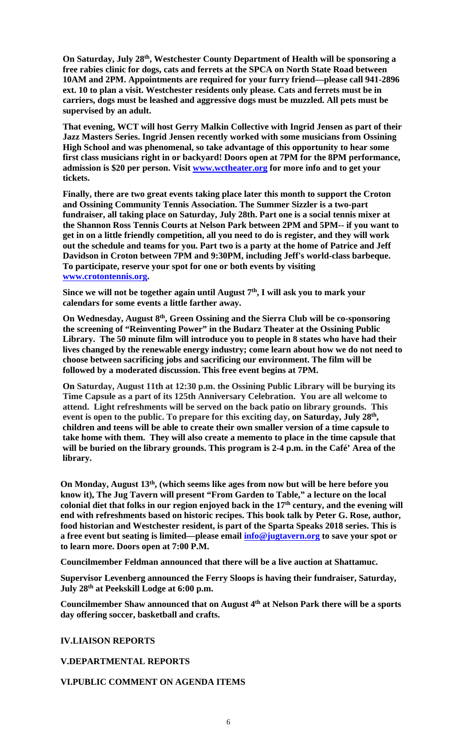**On Saturday, July 28th, Westchester County Department of Health will be sponsoring a free rabies clinic for dogs, cats and ferrets at the SPCA on North State Road between 10AM and 2PM. Appointments are required for your furry friend—please call 941-2896 ext. 10 to plan a visit. Westchester residents only please. Cats and ferrets must be in carriers, dogs must be leashed and aggressive dogs must be muzzled. All pets must be supervised by an adult.**

**That evening, WCT will host Gerry Malkin Collective with Ingrid Jensen as part of their Jazz Masters Series. Ingrid Jensen recently worked with some musicians from Ossining High School and was phenomenal, so take advantage of this opportunity to hear some first class musicians right in or backyard! Doors open at 7PM for the 8PM performance, admission is $20 per person. Visit www.wctheater.org for more info and to get your tickets.**

**Finally, there are two great events taking place later this month to support the Croton and Ossining Community Tennis Association. The Summer Sizzler is a two-part fundraiser, all taking place on Saturday, July 28th. Part one is a social tennis mixer at the Shannon Ross Tennis Courts at Nelson Park between 2PM and 5PM-- if you want to get in on a little friendly competition, all you need to do is register, and they will work out the schedule and teams for you. Part two is a party at the home of Patrice and Jeff Davidson in Croton between 7PM and 9:30PM, including Jeff's world-class barbeque. To participate, reserve your spot for one or both events by visiting www.crotontennis.org.**

**Since we will not be together again until August 7th, I will ask you to mark your calendars for some events a little farther away.**

**On Wednesday, August 8th, Green Ossining and the Sierra Club will be co-sponsoring the screening of "Reinventing Power" in the Budarz Theater at the Ossining Public Library. The 50 minute film will introduce you to people in 8 states who have had their lives changed by the renewable energy industry; come learn about how we do not need to choose between sacrificing jobs and sacrificing our environment. The film will be followed by a moderated discussion. This free event begins at 7PM.**

**On Saturday, August 11th at 12:30 p.m. the Ossining Public Library will be burying its Time Capsule as a part of its 125th Anniversary Celebration. You are all welcome to attend. Light refreshments will be served on the back patio on library grounds. This event is open to the public. To prepare for this exciting day, on Saturday, July 28th, children and teens will be able to create their own smaller version of a time capsule to take home with them. They will also create a memento to place in the time capsule that will be buried on the library grounds. This program is 2-4 p.m. in the Café' Area of the library.**

**On Monday, August 13th, (which seems like ages from now but will be here before you know it), The Jug Tavern will present "From Garden to Table," a lecture on the local colonial diet that folks in our region enjoyed back in the 17th century, and the evening will end with refreshments based on historic recipes. This book talk by Peter G. Rose, author, food historian and Westchester resident, is part of the Sparta Speaks 2018 series. This is a free event but seating is limited—please email info@jugtavern.org to save your spot or to learn more. Doors open at 7:00 P.M.**

**Councilmember Feldman announced that there will be a live auction at Shattamuc.**

**Supervisor Levenberg announced the Ferry Sloops is having their fundraiser, Saturday, July 28th at Peekskill Lodge at 6:00 p.m.**

**Councilmember Shaw announced that on August 4th at Nelson Park there will be a sports day offering soccer, basketball and crafts.**

**IV.LIAISON REPORTS**

**V.DEPARTMENTAL REPORTS**

**VI.PUBLIC COMMENT ON AGENDA ITEMS**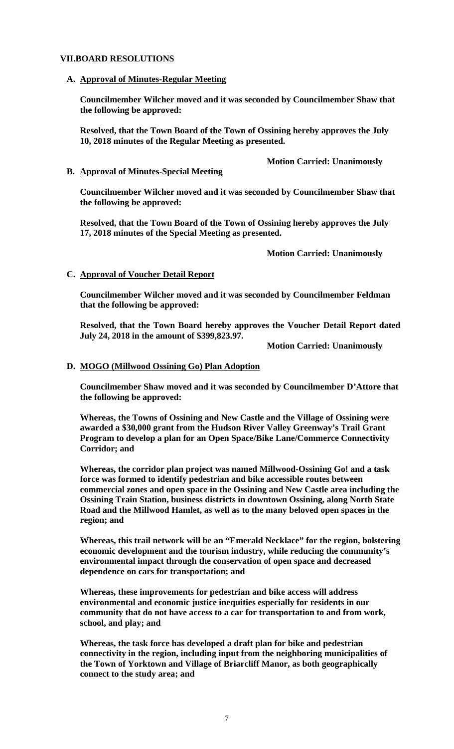## VII.BOARD RESOLUTIONS

### A. Approval of Minutes-Regular Meeting

**Councilmember Wilcher moved and it was seconded by Councilmember Shaw that the following be approved:**

**Resolved, that the Town Board of the Town of Ossining hereby approves the July 10, 2018 minutes of the Regular Meeting as presented.**

**Motion Carried: Unanimously**

### B. Approval of Minutes-Special Meeting

**Councilmember Wilcher moved and it was seconded by Councilmember Shaw that the following be approved:**

**Resolved, that the Town Board of the Town of Ossining hereby approves the July 17, 2018 minutes of the Special Meeting as presented.**

**Motion Carried: Unanimously**

### C. Approval of Voucher Detail Report

**Councilmember Wilcher moved and it was seconded by Councilmember Feldman that the following be approved:**

**Resolved, that the Town Board hereby approves the Voucher Detail Report dated July 24, 2018 in the amount of $399,823.97.**

**Motion Carried: Unanimously**

### D. MOGO (Millwood Ossining Go) Plan Adoption

**Councilmember Shaw moved and it was seconded by Councilmember D'Attore that the following be approved:**

**Whereas, the Towns of Ossining and New Castle and the Village of Ossining were awarded a $30,000 grant from the Hudson River Valley Greenway's Trail Grant Program to develop a plan for an Open Space/Bike Lane/Commerce Connectivity Corridor; and**

**Whereas, the corridor plan project was named Millwood-Ossining Go! and a task force was formed to identify pedestrian and bike accessible routes between commercial zones and open space in the Ossining and New Castle area including the Ossining Train Station, business districts in downtown Ossining, along North State Road and the Millwood Hamlet, as well as to the many beloved open spaces in the region; and**

**Whereas, this trail network will be an "Emerald Necklace" for the region, bolstering economic development and the tourism industry, while reducing the community's environmental impact through the conservation of open space and decreased dependence on cars for transportation; and**

**Whereas, these improvements for pedestrian and bike access will address environmental and economic justice inequities especially for residents in our community that do not have access to a car for transportation to and from work, school, and play; and**

**Whereas, the task force has developed a draft plan for bike and pedestrian connectivity in the region, including input from the neighboring municipalities of the Town of Yorktown and Village of Briarcliff Manor, as both geographically connect to the study area; and**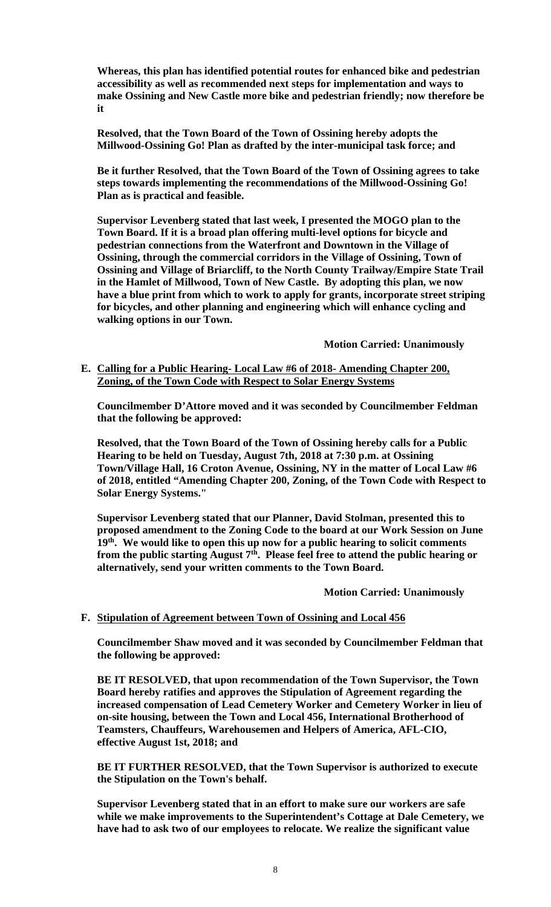**Whereas, this plan has identified potential routes for enhanced bike and pedestrian accessibility as well as recommended next steps for implementation and ways to make Ossining and New Castle more bike and pedestrian friendly; now therefore be it**

**Resolved, that the Town Board of the Town of Ossining hereby adopts the Millwood-Ossining Go! Plan as drafted by the inter-municipal task force; and**

**Be it further Resolved, that the Town Board of the Town of Ossining agrees to take steps towards implementing the recommendations of the Millwood-Ossining Go! Plan as is practical and feasible.**

**Supervisor Levenberg stated that last week, I presented the MOGO plan to the Town Board. If it is a broad plan offering multi-level options for bicycle and pedestrian connections from the Waterfront and Downtown in the Village of Ossining, through the commercial corridors in the Village of Ossining, Town of Ossining and Village of Briarcliff, to the North County Trailway/Empire State Trail in the Hamlet of Millwood, Town of New Castle. By adopting this plan, we now have a blue print from which to work to apply for grants, incorporate street striping for bicycles, and other planning and engineering which will enhance cycling and walking options in our Town.**

**Motion Carried: Unanimously**

**E. Calling for a Public Hearing- Local Law #6 of 2018- Amending Chapter 200, Zoning, of the Town Code with Respect to Solar Energy Systems**

**Councilmember D'Attore moved and it was seconded by Councilmember Feldman that the following be approved:**

**Resolved, that the Town Board of the Town of Ossining hereby calls for a Public Hearing to be held on Tuesday, August 7th, 2018 at 7:30 p.m. at Ossining Town/Village Hall, 16 Croton Avenue, Ossining, NY in the matter of Local Law #6 of 2018, entitled "Amending Chapter 200, Zoning, of the Town Code with Respect to Solar Energy Systems."**

**Supervisor Levenberg stated that our Planner, David Stolman, presented this to proposed amendment to the Zoning Code to the board at our Work Session on June 19th. We would like to open this up now for a public hearing to solicit comments from the public starting August 7th. Please feel free to attend the public hearing or alternatively, send your written comments to the Town Board.**

**Motion Carried: Unanimously**

**F. Stipulation of Agreement between Town of Ossining and Local 456**

**Councilmember Shaw moved and it was seconded by Councilmember Feldman that the following be approved:**

**BE IT RESOLVED, that upon recommendation of the Town Supervisor, the Town Board hereby ratifies and approves the Stipulation of Agreement regarding the increased compensation of Lead Cemetery Worker and Cemetery Worker in lieu of on-site housing, between the Town and Local 456, International Brotherhood of Teamsters, Chauffeurs, Warehousemen and Helpers of America, AFL-CIO, effective August 1st, 2018; and**

**BE IT FURTHER RESOLVED, that the Town Supervisor is authorized to execute the Stipulation on the Town's behalf.**

**Supervisor Levenberg stated that in an effort to make sure our workers are safe while we make improvements to the Superintendent's Cottage at Dale Cemetery, we have had to ask two of our employees to relocate. We realize the significant value**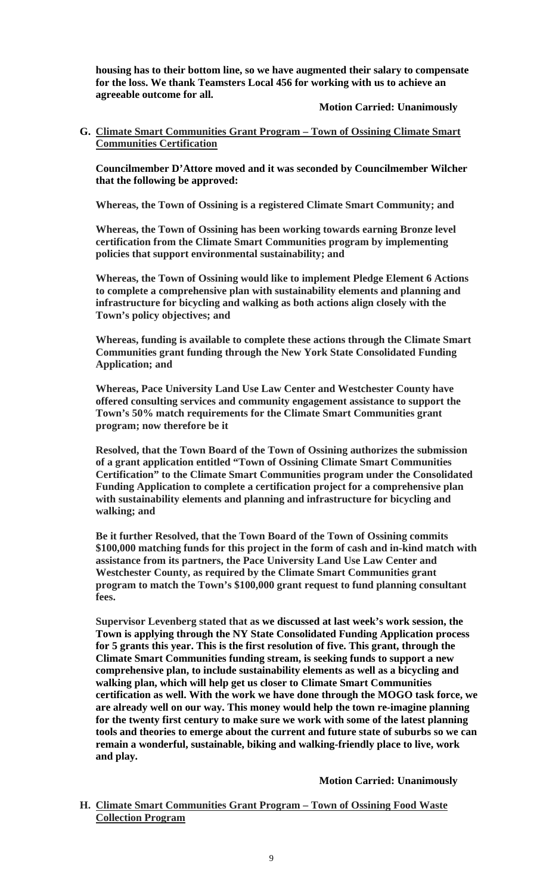**housing has to their bottom line, so we have augmented their salary to compensate for the loss. We thank Teamsters Local 456 for working with us to achieve an agreeable outcome for all.**

**Motion Carried: Unanimously**

**G. <u>Climate Smart Communities Grant Program – Town of Ossining Climate Smart Communities Certification</u>**

**Councilmember D'Attore moved and it was seconded by Councilmember Wilcher that the following be approved:**

**Whereas, the Town of Ossining is a registered Climate Smart Community; and**

**Whereas, the Town of Ossining has been working towards earning Bronze level certification from the Climate Smart Communities program by implementing policies that support environmental sustainability; and**

**Whereas, the Town of Ossining would like to implement Pledge Element 6 Actions to complete a comprehensive plan with sustainability elements and planning and infrastructure for bicycling and walking as both actions align closely with the Town's policy objectives; and**

**Whereas, funding is available to complete these actions through the Climate Smart Communities grant funding through the New York State Consolidated Funding Application; and**

**Whereas, Pace University Land Use Law Center and Westchester County have offered consulting services and community engagement assistance to support the Town's 50% match requirements for the Climate Smart Communities grant program; now therefore be it**

**Resolved, that the Town Board of the Town of Ossining authorizes the submission of a grant application entitled "Town of Ossining Climate Smart Communities Certification" to the Climate Smart Communities program under the Consolidated Funding Application to complete a certification project for a comprehensive plan with sustainability elements and planning and infrastructure for bicycling and walking; and**

**Be it further Resolved, that the Town Board of the Town of Ossining commits $100,000 matching funds for this project in the form of cash and in-kind match with assistance from its partners, the Pace University Land Use Law Center and Westchester County, as required by the Climate Smart Communities grant program to match the Town's $100,000 grant request to fund planning consultant fees.**

**Supervisor Levenberg stated that as we discussed at last week's work session, the Town is applying through the NY State Consolidated Funding Application process for 5 grants this year. This is the first resolution of five. This grant, through the Climate Smart Communities funding stream, is seeking funds to support a new comprehensive plan, to include sustainability elements as well as a bicycling and walking plan, which will help get us closer to Climate Smart Communities certification as well. With the work we have done through the MOGO task force, we are already well on our way. This money would help the town re-imagine planning for the twenty first century to make sure we work with some of the latest planning tools and theories to emerge about the current and future state of suburbs so we can remain a wonderful, sustainable, biking and walking-friendly place to live, work and play.**

**Motion Carried: Unanimously**

**H. <u>Climate Smart Communities Grant Program – Town of Ossining Food Waste Collection Program</u>**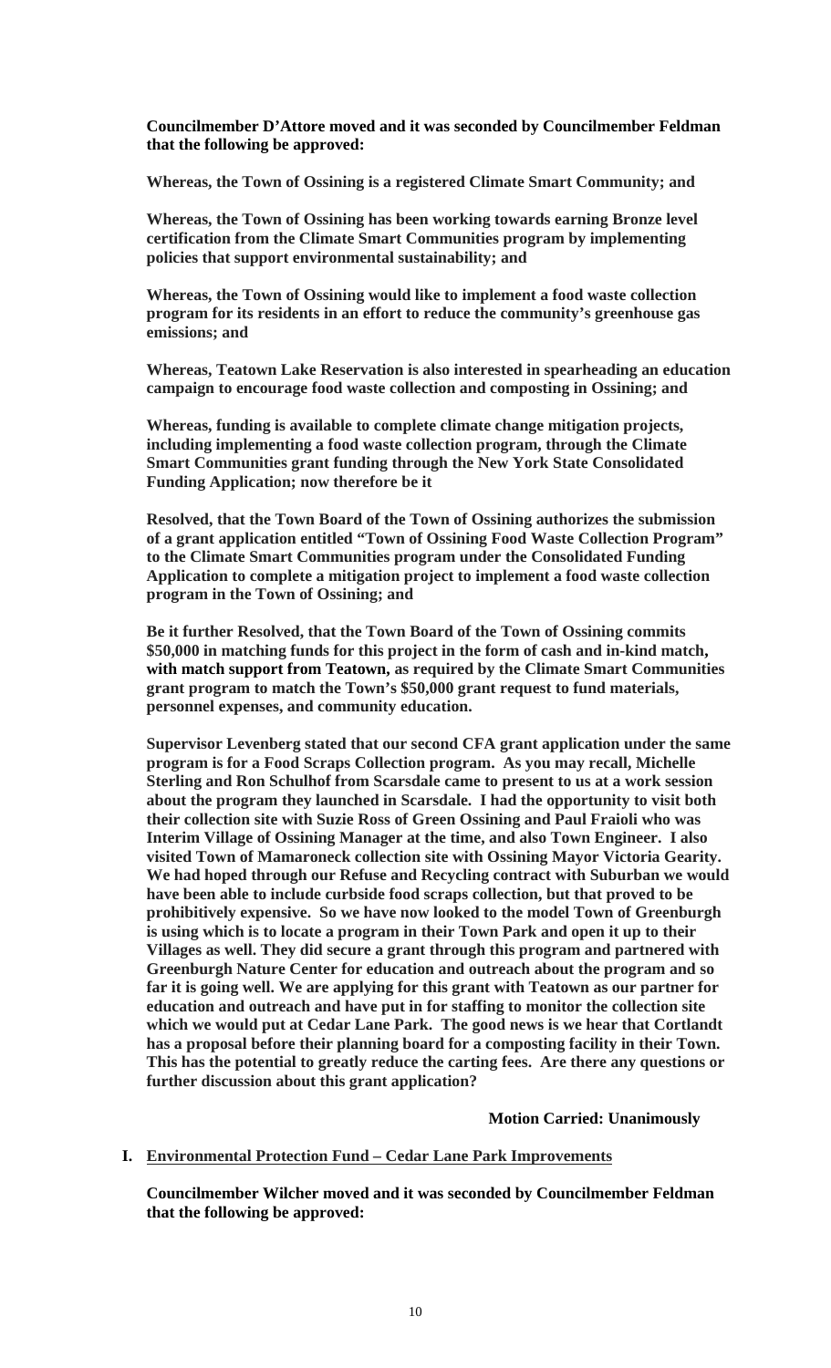**Councilmember D'Attore moved and it was seconded by Councilmember Feldman that the following be approved:**

**Whereas, the Town of Ossining is a registered Climate Smart Community; and**

**Whereas, the Town of Ossining has been working towards earning Bronze level certification from the Climate Smart Communities program by implementing policies that support environmental sustainability; and**

**Whereas, the Town of Ossining would like to implement a food waste collection program for its residents in an effort to reduce the community's greenhouse gas emissions; and**

**Whereas, Teatown Lake Reservation is also interested in spearheading an education campaign to encourage food waste collection and composting in Ossining; and**

**Whereas, funding is available to complete climate change mitigation projects, including implementing a food waste collection program, through the Climate Smart Communities grant funding through the New York State Consolidated Funding Application; now therefore be it**

**Resolved, that the Town Board of the Town of Ossining authorizes the submission of a grant application entitled "Town of Ossining Food Waste Collection Program" to the Climate Smart Communities program under the Consolidated Funding Application to complete a mitigation project to implement a food waste collection program in the Town of Ossining; and**

**Be it further Resolved, that the Town Board of the Town of Ossining commits $50,000 in matching funds for this project in the form of cash and in-kind match, with match support from Teatown, as required by the Climate Smart Communities grant program to match the Town's $50,000 grant request to fund materials, personnel expenses, and community education.**

**Supervisor Levenberg stated that our second CFA grant application under the same program is for a Food Scraps Collection program. As you may recall, Michelle Sterling and Ron Schulhof from Scarsdale came to present to us at a work session about the program they launched in Scarsdale. I had the opportunity to visit both their collection site with Suzie Ross of Green Ossining and Paul Fraioli who was Interim Village of Ossining Manager at the time, and also Town Engineer. I also visited Town of Mamaroneck collection site with Ossining Mayor Victoria Gearity. We had hoped through our Refuse and Recycling contract with Suburban we would have been able to include curbside food scraps collection, but that proved to be prohibitively expensive. So we have now looked to the model Town of Greenburgh is using which is to locate a program in their Town Park and open it up to their Villages as well. They did secure a grant through this program and partnered with Greenburgh Nature Center for education and outreach about the program and so far it is going well. We are applying for this grant with Teatown as our partner for education and outreach and have put in for staffing to monitor the collection site which we would put at Cedar Lane Park. The good news is we hear that Cortlandt has a proposal before their planning board for a composting facility in their Town. This has the potential to greatly reduce the carting fees. Are there any questions or further discussion about this grant application?**

**Motion Carried: Unanimously**

**I. Environmental Protection Fund – Cedar Lane Park Improvements**

**Councilmember Wilcher moved and it was seconded by Councilmember Feldman that the following be approved:**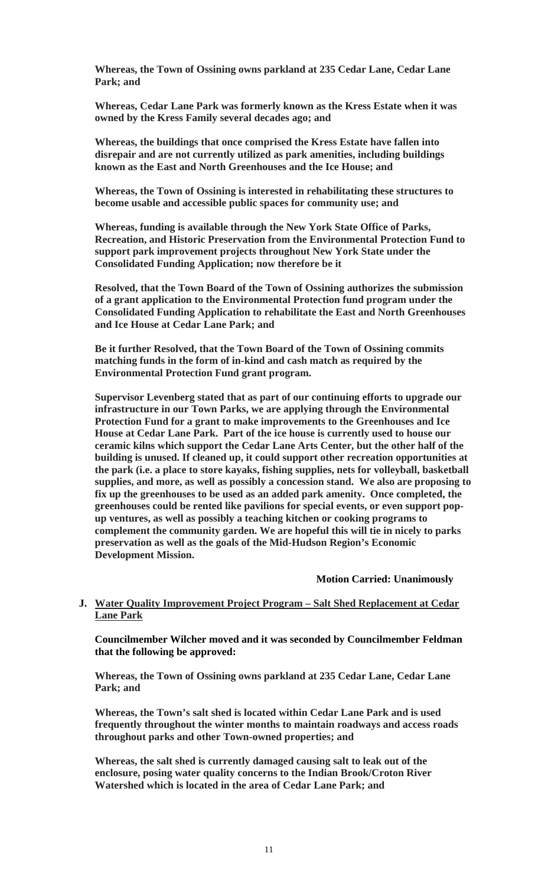**Whereas, the Town of Ossining owns parkland at 235 Cedar Lane, Cedar Lane Park; and**

**Whereas, Cedar Lane Park was formerly known as the Kress Estate when it was owned by the Kress Family several decades ago; and**

**Whereas, the buildings that once comprised the Kress Estate have fallen into disrepair and are not currently utilized as park amenities, including buildings known as the East and North Greenhouses and the Ice House; and**

**Whereas, the Town of Ossining is interested in rehabilitating these structures to become usable and accessible public spaces for community use; and**

**Whereas, funding is available through the New York State Office of Parks, Recreation, and Historic Preservation from the Environmental Protection Fund to support park improvement projects throughout New York State under the Consolidated Funding Application; now therefore be it**

**Resolved, that the Town Board of the Town of Ossining authorizes the submission of a grant application to the Environmental Protection fund program under the Consolidated Funding Application to rehabilitate the East and North Greenhouses and Ice House at Cedar Lane Park; and**

**Be it further Resolved, that the Town Board of the Town of Ossining commits matching funds in the form of in-kind and cash match as required by the Environmental Protection Fund grant program.**

**Supervisor Levenberg stated that as part of our continuing efforts to upgrade our infrastructure in our Town Parks, we are applying through the Environmental Protection Fund for a grant to make improvements to the Greenhouses and Ice House at Cedar Lane Park. Part of the ice house is currently used to house our ceramic kilns which support the Cedar Lane Arts Center, but the other half of the building is unused. If cleaned up, it could support other recreation opportunities at the park (i.e. a place to store kayaks, fishing supplies, nets for volleyball, basketball supplies, and more, as well as possibly a concession stand. We also are proposing to fix up the greenhouses to be used as an added park amenity. Once completed, the greenhouses could be rented like pavilions for special events, or even support pop-up ventures, as well as possibly a teaching kitchen or cooking programs to complement the community garden. We are hopeful this will tie in nicely to parks preservation as well as the goals of the Mid-Hudson Region's Economic Development Mission.**

**Motion Carried: Unanimously**

**J. Water Quality Improvement Project Program – Salt Shed Replacement at Cedar Lane Park**

**Councilmember Wilcher moved and it was seconded by Councilmember Feldman that the following be approved:**

**Whereas, the Town of Ossining owns parkland at 235 Cedar Lane, Cedar Lane Park; and**

**Whereas, the Town's salt shed is located within Cedar Lane Park and is used frequently throughout the winter months to maintain roadways and access roads throughout parks and other Town-owned properties; and**

**Whereas, the salt shed is currently damaged causing salt to leak out of the enclosure, posing water quality concerns to the Indian Brook/Croton River Watershed which is located in the area of Cedar Lane Park; and**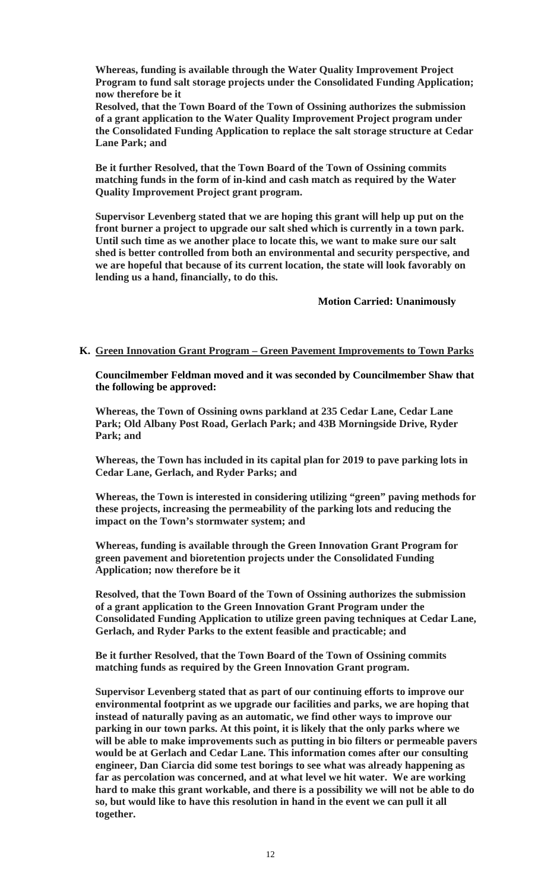**Whereas, funding is available through the Water Quality Improvement Project Program to fund salt storage projects under the Consolidated Funding Application; now therefore be it**

**Resolved, that the Town Board of the Town of Ossining authorizes the submission of a grant application to the Water Quality Improvement Project program under the Consolidated Funding Application to replace the salt storage structure at Cedar Lane Park; and**

**Be it further Resolved, that the Town Board of the Town of Ossining commits matching funds in the form of in-kind and cash match as required by the Water Quality Improvement Project grant program.**

**Supervisor Levenberg stated that we are hoping this grant will help up put on the front burner a project to upgrade our salt shed which is currently in a town park. Until such time as we another place to locate this, we want to make sure our salt shed is better controlled from both an environmental and security perspective, and we are hopeful that because of its current location, the state will look favorably on lending us a hand, financially, to do this.**

**Motion Carried: Unanimously**

**K. Green Innovation Grant Program – Green Pavement Improvements to Town Parks**

**Councilmember Feldman moved and it was seconded by Councilmember Shaw that the following be approved:**

**Whereas, the Town of Ossining owns parkland at 235 Cedar Lane, Cedar Lane Park; Old Albany Post Road, Gerlach Park; and 43B Morningside Drive, Ryder Park; and**

**Whereas, the Town has included in its capital plan for 2019 to pave parking lots in Cedar Lane, Gerlach, and Ryder Parks; and**

**Whereas, the Town is interested in considering utilizing "green" paving methods for these projects, increasing the permeability of the parking lots and reducing the impact on the Town's stormwater system; and**

**Whereas, funding is available through the Green Innovation Grant Program for green pavement and bioretention projects under the Consolidated Funding Application; now therefore be it**

**Resolved, that the Town Board of the Town of Ossining authorizes the submission of a grant application to the Green Innovation Grant Program under the Consolidated Funding Application to utilize green paving techniques at Cedar Lane, Gerlach, and Ryder Parks to the extent feasible and practicable; and**

**Be it further Resolved, that the Town Board of the Town of Ossining commits matching funds as required by the Green Innovation Grant program.**

**Supervisor Levenberg stated that as part of our continuing efforts to improve our environmental footprint as we upgrade our facilities and parks, we are hoping that instead of naturally paving as an automatic, we find other ways to improve our parking in our town parks. At this point, it is likely that the only parks where we will be able to make improvements such as putting in bio filters or permeable pavers would be at Gerlach and Cedar Lane. This information comes after our consulting engineer, Dan Ciarcia did some test borings to see what was already happening as far as percolation was concerned, and at what level we hit water. We are working hard to make this grant workable, and there is a possibility we will not be able to do so, but would like to have this resolution in hand in the event we can pull it all together.**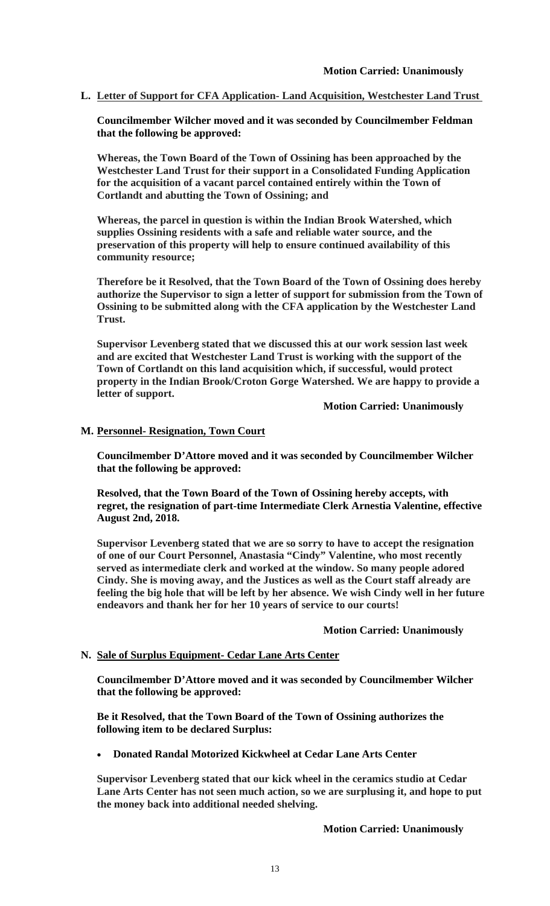**Motion Carried: Unanimously**

**L. <u>Letter of Support for CFA Application- Land Acquisition, Westchester Land Trust</u>**

**Councilmember Wilcher moved and it was seconded by Councilmember Feldman that the following be approved:**

**Whereas, the Town Board of the Town of Ossining has been approached by the Westchester Land Trust for their support in a Consolidated Funding Application for the acquisition of a vacant parcel contained entirely within the Town of Cortlandt and abutting the Town of Ossining; and**

**Whereas, the parcel in question is within the Indian Brook Watershed, which supplies Ossining residents with a safe and reliable water source, and the preservation of this property will help to ensure continued availability of this community resource;**

**Therefore be it Resolved, that the Town Board of the Town of Ossining does hereby authorize the Supervisor to sign a letter of support for submission from the Town of Ossining to be submitted along with the CFA application by the Westchester Land Trust.**

**Supervisor Levenberg stated that we discussed this at our work session last week and are excited that Westchester Land Trust is working with the support of the Town of Cortlandt on this land acquisition which, if successful, would protect property in the Indian Brook/Croton Gorge Watershed. We are happy to provide a letter of support.**

**Motion Carried: Unanimously**

**M. <u>Personnel- Resignation, Town Court</u>**

**Councilmember D'Attore moved and it was seconded by Councilmember Wilcher that the following be approved:**

**Resolved, that the Town Board of the Town of Ossining hereby accepts, with regret, the resignation of part-time Intermediate Clerk Arnestia Valentine, effective August 2nd, 2018.**

**Supervisor Levenberg stated that we are so sorry to have to accept the resignation of one of our Court Personnel, Anastasia "Cindy" Valentine, who most recently served as intermediate clerk and worked at the window. So many people adored Cindy. She is moving away, and the Justices as well as the Court staff already are feeling the big hole that will be left by her absence. We wish Cindy well in her future endeavors and thank her for her 10 years of service to our courts!**

**Motion Carried: Unanimously**

**N. <u>Sale of Surplus Equipment- Cedar Lane Arts Center</u>**

**Councilmember D'Attore moved and it was seconded by Councilmember Wilcher that the following be approved:**

**Be it Resolved, that the Town Board of the Town of Ossining authorizes the following item to be declared Surplus:**

- **Donated Randal Motorized Kickwheel at Cedar Lane Arts Center**

**Supervisor Levenberg stated that our kick wheel in the ceramics studio at Cedar Lane Arts Center has not seen much action, so we are surplusing it, and hope to put the money back into additional needed shelving.**

**Motion Carried: Unanimously**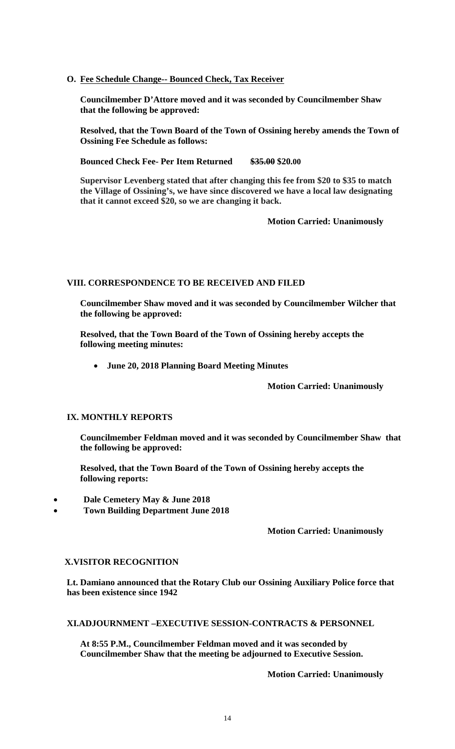**O. Fee Schedule Change-- Bounced Check, Tax Receiver**

**Councilmember D'Attore moved and it was seconded by Councilmember Shaw that the following be approved:**

**Resolved, that the Town Board of the Town of Ossining hereby amends the Town of Ossining Fee Schedule as follows:**

**Bounced Check Fee- Per Item Returned ~~$35.00~~ $20.00**

**Supervisor Levenberg stated that after changing this fee from $20 to $35 to match the Village of Ossining's, we have since discovered we have a local law designating that it cannot exceed $20, so we are changing it back.**

**Motion Carried: Unanimously**

## VIII. CORRESPONDENCE TO BE RECEIVED AND FILED

**Councilmember Shaw moved and it was seconded by Councilmember Wilcher that the following be approved:**

**Resolved, that the Town Board of the Town of Ossining hereby accepts the following meeting minutes:**

- **June 20, 2018 Planning Board Meeting Minutes**

**Motion Carried: Unanimously**

## IX. MONTHLY REPORTS

**Councilmember Feldman moved and it was seconded by Councilmember Shaw that the following be approved:**

**Resolved, that the Town Board of the Town of Ossining hereby accepts the following reports:**

- **Dale Cemetery May & June 2018**
- **Town Building Department June 2018**

**Motion Carried: Unanimously**

## X.VISITOR RECOGNITION

**Lt. Damiano announced that the Rotary Club our Ossining Auxiliary Police force that has been existence since 1942**

## XI.ADJOURNMENT –EXECUTIVE SESSION-CONTRACTS & PERSONNEL

**At 8:55 P.M., Councilmember Feldman moved and it was seconded by Councilmember Shaw that the meeting be adjourned to Executive Session.**

**Motion Carried: Unanimously**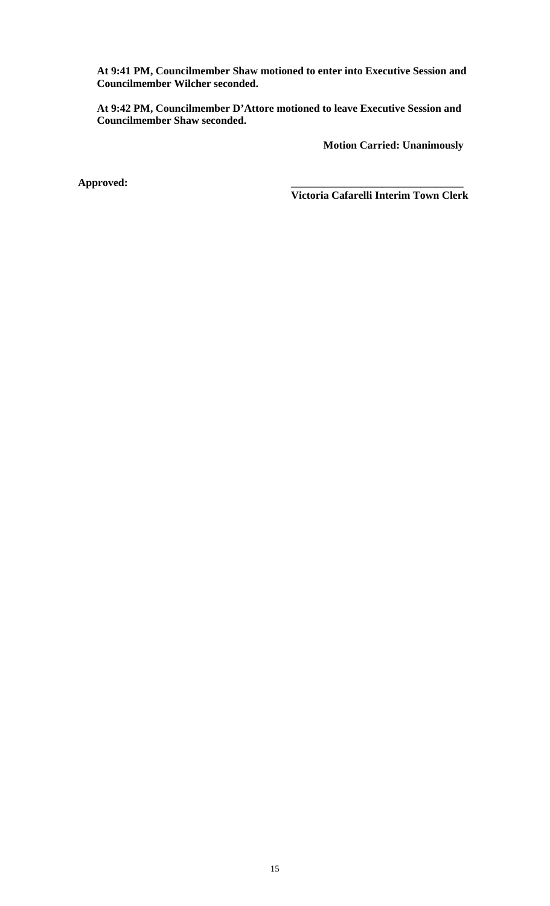**At 9:41 PM, Councilmember Shaw motioned to enter into Executive Session and Councilmember Wilcher seconded.**

**At 9:42 PM, Councilmember D'Attore motioned to leave Executive Session and Councilmember Shaw seconded.**

**Motion Carried: Unanimously**

**Approved:** ________________________________

**Victoria Cafarelli Interim Town Clerk**